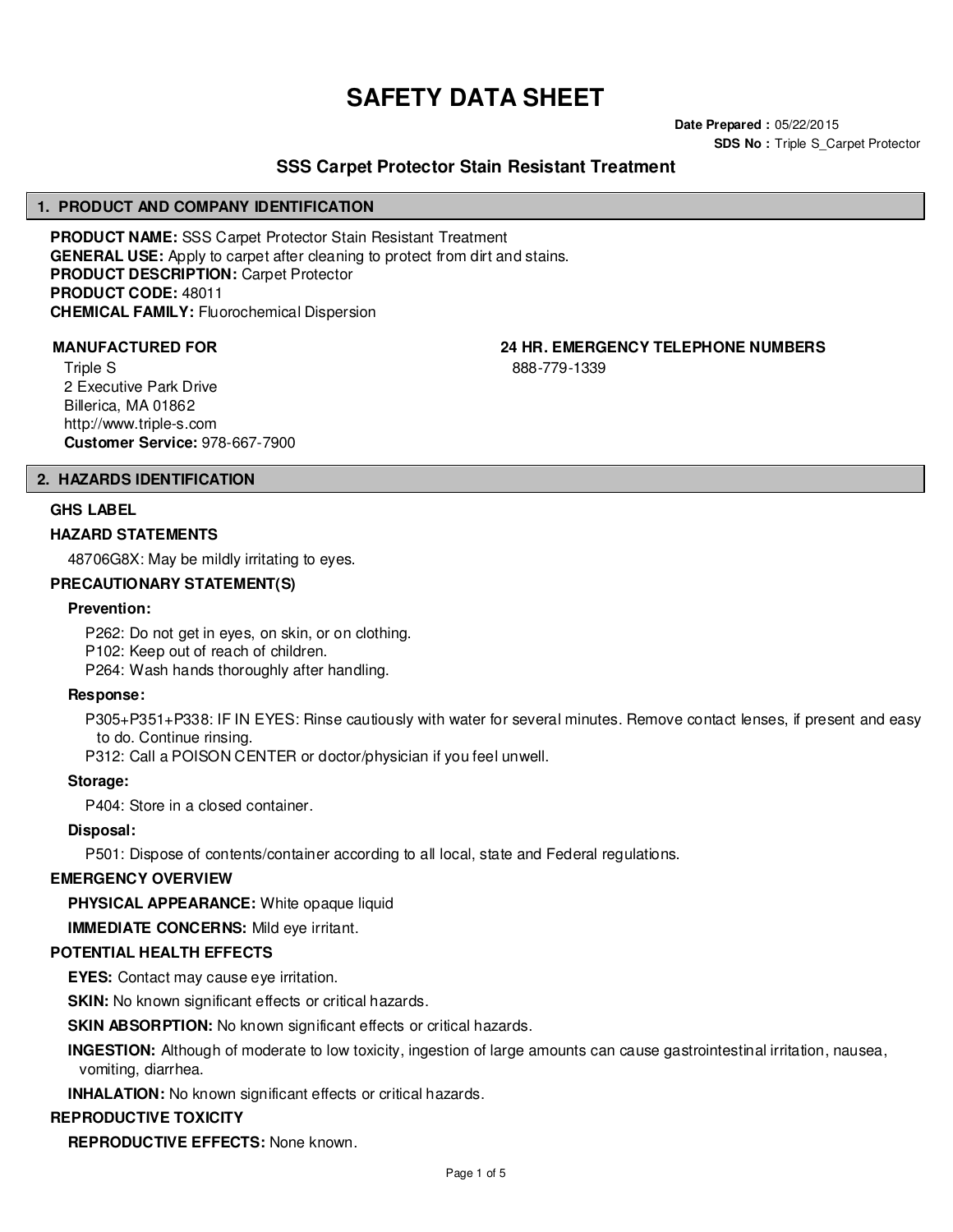# SAFETY DATA SHEET

**Date Prepared :** 05/22/2015
**SDS No :** Triple S_Carpet Protector

## SSS Carpet Protector Stain Resistant Treatment

## 1. PRODUCT AND COMPANY IDENTIFICATION

**PRODUCT NAME:** SSS Carpet Protector Stain Resistant Treatment
**GENERAL USE:** Apply to carpet after cleaning to protect from dirt and stains.
**PRODUCT DESCRIPTION:** Carpet Protector
**PRODUCT CODE:** 48011
**CHEMICAL FAMILY:** Fluorochemical Dispersion

**MANUFACTURED FOR**

Triple S
2 Executive Park Drive
Billerica, MA 01862
http://www.triple-s.com
**Customer Service:** 978-667-7900

**24 HR. EMERGENCY TELEPHONE NUMBERS**

888-779-1339

## 2. HAZARDS IDENTIFICATION

### GHS LABEL

### HAZARD STATEMENTS

48706G8X: May be mildly irritating to eyes.

### PRECAUTIONARY STATEMENT(S)

**Prevention:**

P262: Do not get in eyes, on skin, or on clothing.
P102: Keep out of reach of children.
P264: Wash hands thoroughly after handling.

**Response:**

P305+P351+P338: IF IN EYES: Rinse cautiously with water for several minutes. Remove contact lenses, if present and easy to do. Continue rinsing.
P312: Call a POISON CENTER or doctor/physician if you feel unwell.

**Storage:**

P404: Store in a closed container.

**Disposal:**

P501: Dispose of contents/container according to all local, state and Federal regulations.

### EMERGENCY OVERVIEW

**PHYSICAL APPEARANCE:** White opaque liquid

**IMMEDIATE CONCERNS:** Mild eye irritant.

### POTENTIAL HEALTH EFFECTS

**EYES:** Contact may cause eye irritation.

**SKIN:** No known significant effects or critical hazards.

**SKIN ABSORPTION:** No known significant effects or critical hazards.

**INGESTION:** Although of moderate to low toxicity, ingestion of large amounts can cause gastrointestinal irritation, nausea, vomiting, diarrhea.

**INHALATION:** No known significant effects or critical hazards.

### REPRODUCTIVE TOXICITY

**REPRODUCTIVE EFFECTS:** None known.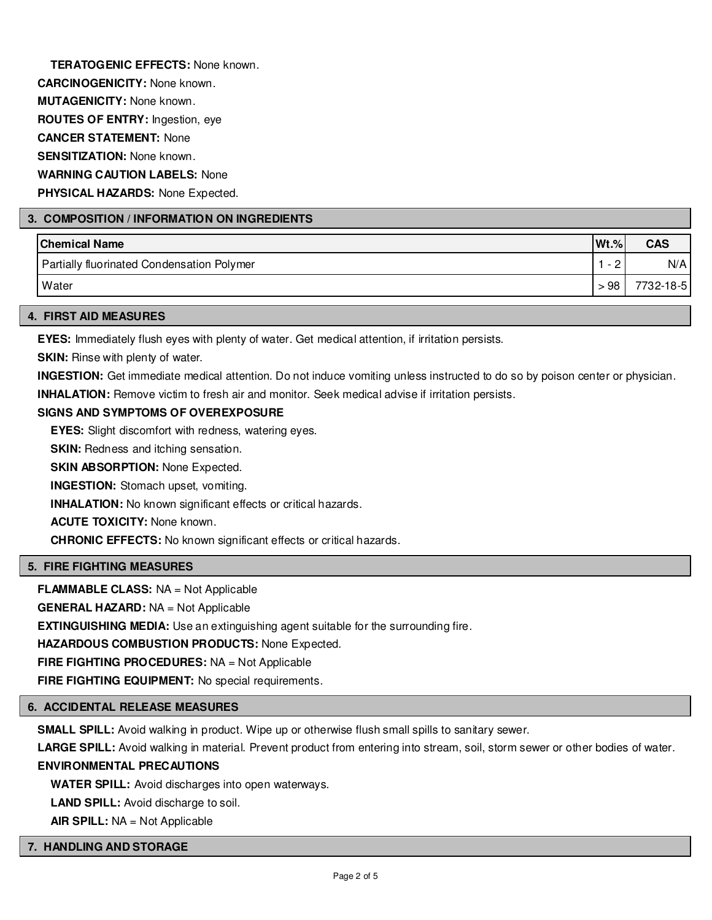**TERATOGENIC EFFECTS:** None known.

**CARCINOGENICITY:** None known.

**MUTAGENICITY:** None known.

**ROUTES OF ENTRY:** Ingestion, eye

**CANCER STATEMENT:** None

**SENSITIZATION:** None known.

**WARNING CAUTION LABELS:** None

**PHYSICAL HAZARDS:** None Expected.

## 3. COMPOSITION / INFORMATION ON INGREDIENTS

| Chemical Name | Wt.% | CAS |
|---|---|---|
| Partially fluorinated Condensation Polymer | 1 - 2 | N/A |
| Water | > 98 | 7732-18-5 |

## 4. FIRST AID MEASURES

**EYES:** Immediately flush eyes with plenty of water. Get medical attention, if irritation persists.

**SKIN:** Rinse with plenty of water.

**INGESTION:** Get immediate medical attention. Do not induce vomiting unless instructed to do so by poison center or physician.

**INHALATION:** Remove victim to fresh air and monitor. Seek medical advise if irritation persists.

**SIGNS AND SYMPTOMS OF OVEREXPOSURE**

**EYES:** Slight discomfort with redness, watering eyes.

**SKIN:** Redness and itching sensation.

**SKIN ABSORPTION:** None Expected.

**INGESTION:** Stomach upset, vomiting.

**INHALATION:** No known significant effects or critical hazards.

**ACUTE TOXICITY:** None known.

**CHRONIC EFFECTS:** No known significant effects or critical hazards.

## 5. FIRE FIGHTING MEASURES

**FLAMMABLE CLASS:** NA = Not Applicable

**GENERAL HAZARD:** NA = Not Applicable

**EXTINGUISHING MEDIA:** Use an extinguishing agent suitable for the surrounding fire.

**HAZARDOUS COMBUSTION PRODUCTS:** None Expected.

**FIRE FIGHTING PROCEDURES:** NA = Not Applicable

**FIRE FIGHTING EQUIPMENT:** No special requirements.

## 6. ACCIDENTAL RELEASE MEASURES

**SMALL SPILL:** Avoid walking in product. Wipe up or otherwise flush small spills to sanitary sewer.

**LARGE SPILL:** Avoid walking in material. Prevent product from entering into stream, soil, storm sewer or other bodies of water.

**ENVIRONMENTAL PRECAUTIONS**

**WATER SPILL:** Avoid discharges into open waterways.

**LAND SPILL:** Avoid discharge to soil.

**AIR SPILL:** NA = Not Applicable

## 7. HANDLING AND STORAGE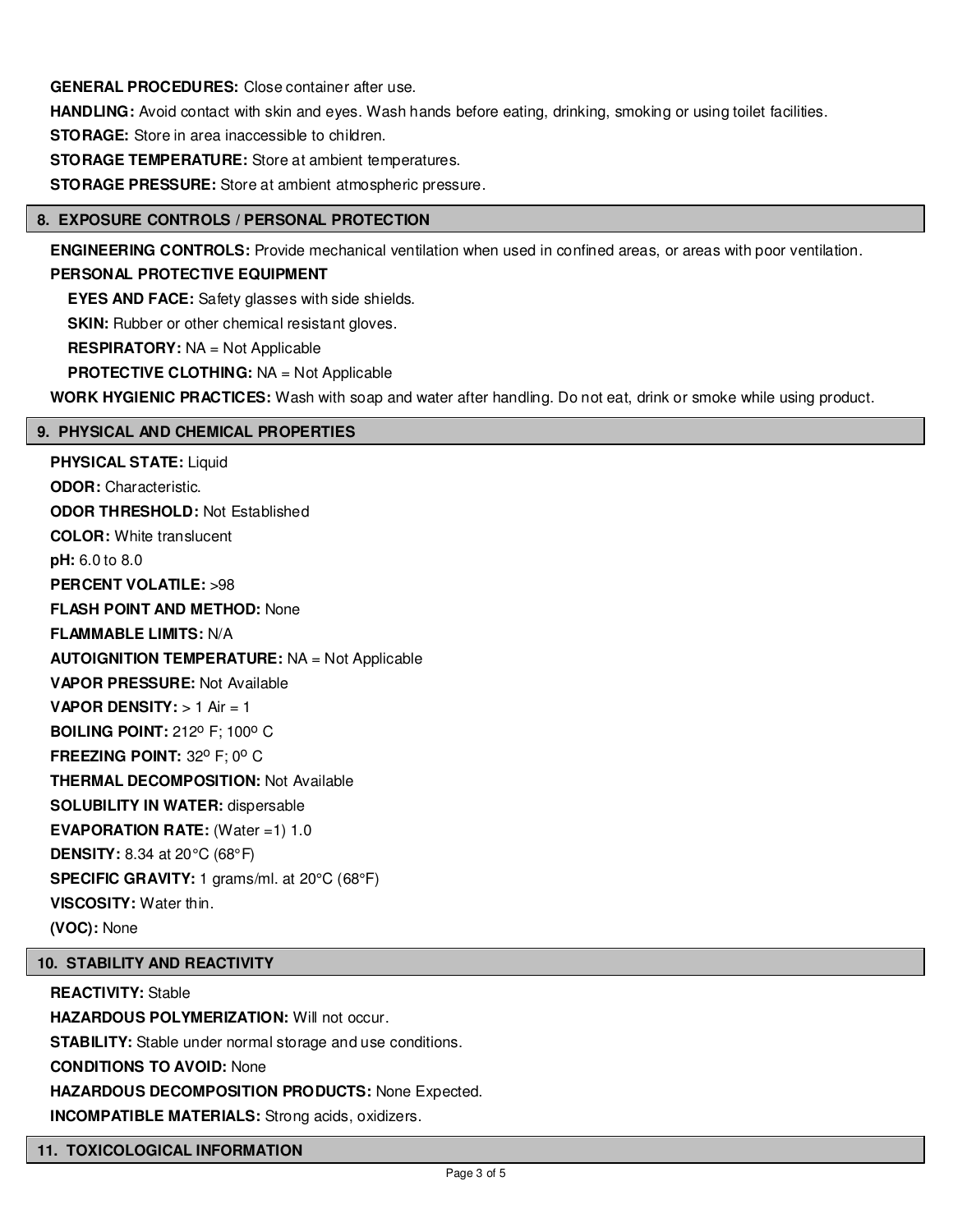**GENERAL PROCEDURES:** Close container after use.

**HANDLING:** Avoid contact with skin and eyes. Wash hands before eating, drinking, smoking or using toilet facilities.

**STORAGE:** Store in area inaccessible to children.

**STORAGE TEMPERATURE:** Store at ambient temperatures.

**STORAGE PRESSURE:** Store at ambient atmospheric pressure.

## 8. EXPOSURE CONTROLS / PERSONAL PROTECTION

**ENGINEERING CONTROLS:** Provide mechanical ventilation when used in confined areas, or areas with poor ventilation.

**PERSONAL PROTECTIVE EQUIPMENT**

**EYES AND FACE:** Safety glasses with side shields.

**SKIN:** Rubber or other chemical resistant gloves.

**RESPIRATORY:** NA = Not Applicable

**PROTECTIVE CLOTHING:** NA = Not Applicable

**WORK HYGIENIC PRACTICES:** Wash with soap and water after handling. Do not eat, drink or smoke while using product.

## 9. PHYSICAL AND CHEMICAL PROPERTIES

**PHYSICAL STATE:** Liquid

**ODOR:** Characteristic.

**ODOR THRESHOLD:** Not Established

**COLOR:** White translucent

**pH:** 6.0 to 8.0

**PERCENT VOLATILE:** >98

**FLASH POINT AND METHOD:** None

**FLAMMABLE LIMITS:** N/A

**AUTOIGNITION TEMPERATURE:** NA = Not Applicable

**VAPOR PRESSURE:** Not Available

**VAPOR DENSITY:** > 1 Air = 1

**BOILING POINT:** 212º F; 100º C

**FREEZING POINT:** 32º F; 0º C

**THERMAL DECOMPOSITION:** Not Available

**SOLUBILITY IN WATER:** dispersable

**EVAPORATION RATE:** (Water =1) 1.0

**DENSITY:** 8.34 at 20°C (68°F)

**SPECIFIC GRAVITY:** 1 grams/ml. at 20°C (68°F)

**VISCOSITY:** Water thin.

**(VOC):** None

## 10. STABILITY AND REACTIVITY

**REACTIVITY:** Stable

**HAZARDOUS POLYMERIZATION:** Will not occur.

**STABILITY:** Stable under normal storage and use conditions.

**CONDITIONS TO AVOID:** None

**HAZARDOUS DECOMPOSITION PRODUCTS:** None Expected.

**INCOMPATIBLE MATERIALS:** Strong acids, oxidizers.

## 11. TOXICOLOGICAL INFORMATION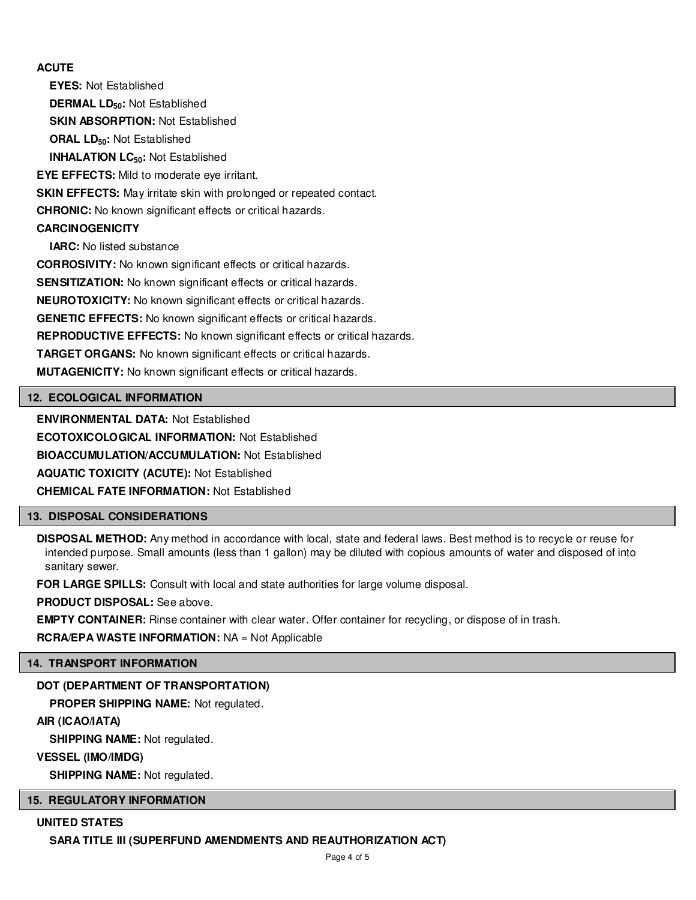**ACUTE**

**EYES:** Not Established

**DERMAL $LD_{50}$:** Not Established

**SKIN ABSORPTION:** Not Established

**ORAL $LD_{50}$:** Not Established

**INHALATION $LC_{50}$:** Not Established

**EYE EFFECTS:** Mild to moderate eye irritant.

**SKIN EFFECTS:** May irritate skin with prolonged or repeated contact.

**CHRONIC:** No known significant effects or critical hazards.

**CARCINOGENICITY**

**IARC:** No listed substance

**CORROSIVITY:** No known significant effects or critical hazards.

**SENSITIZATION:** No known significant effects or critical hazards.

**NEUROTOXICITY:** No known significant effects or critical hazards.

**GENETIC EFFECTS:** No known significant effects or critical hazards.

**REPRODUCTIVE EFFECTS:** No known significant effects or critical hazards.

**TARGET ORGANS:** No known significant effects or critical hazards.

**MUTAGENICITY:** No known significant effects or critical hazards.

## 12. ECOLOGICAL INFORMATION

**ENVIRONMENTAL DATA:** Not Established

**ECOTOXICOLOGICAL INFORMATION:** Not Established

**BIOACCUMULATION/ACCUMULATION:** Not Established

**AQUATIC TOXICITY (ACUTE):** Not Established

**CHEMICAL FATE INFORMATION:** Not Established

## 13. DISPOSAL CONSIDERATIONS

**DISPOSAL METHOD:** Any method in accordance with local, state and federal laws. Best method is to recycle or reuse for intended purpose. Small amounts (less than 1 gallon) may be diluted with copious amounts of water and disposed of into sanitary sewer.

**FOR LARGE SPILLS:** Consult with local and state authorities for large volume disposal.

**PRODUCT DISPOSAL:** See above.

**EMPTY CONTAINER:** Rinse container with clear water. Offer container for recycling, or dispose of in trash.

**RCRA/EPA WASTE INFORMATION:** NA = Not Applicable

## 14. TRANSPORT INFORMATION

**DOT (DEPARTMENT OF TRANSPORTATION)**

**PROPER SHIPPING NAME:** Not regulated.

**AIR (ICAO/IATA)**

**SHIPPING NAME:** Not regulated.

**VESSEL (IMO/IMDG)**

**SHIPPING NAME:** Not regulated.

## 15. REGULATORY INFORMATION

**UNITED STATES**

**SARA TITLE III (SUPERFUND AMENDMENTS AND REAUTHORIZATION ACT)**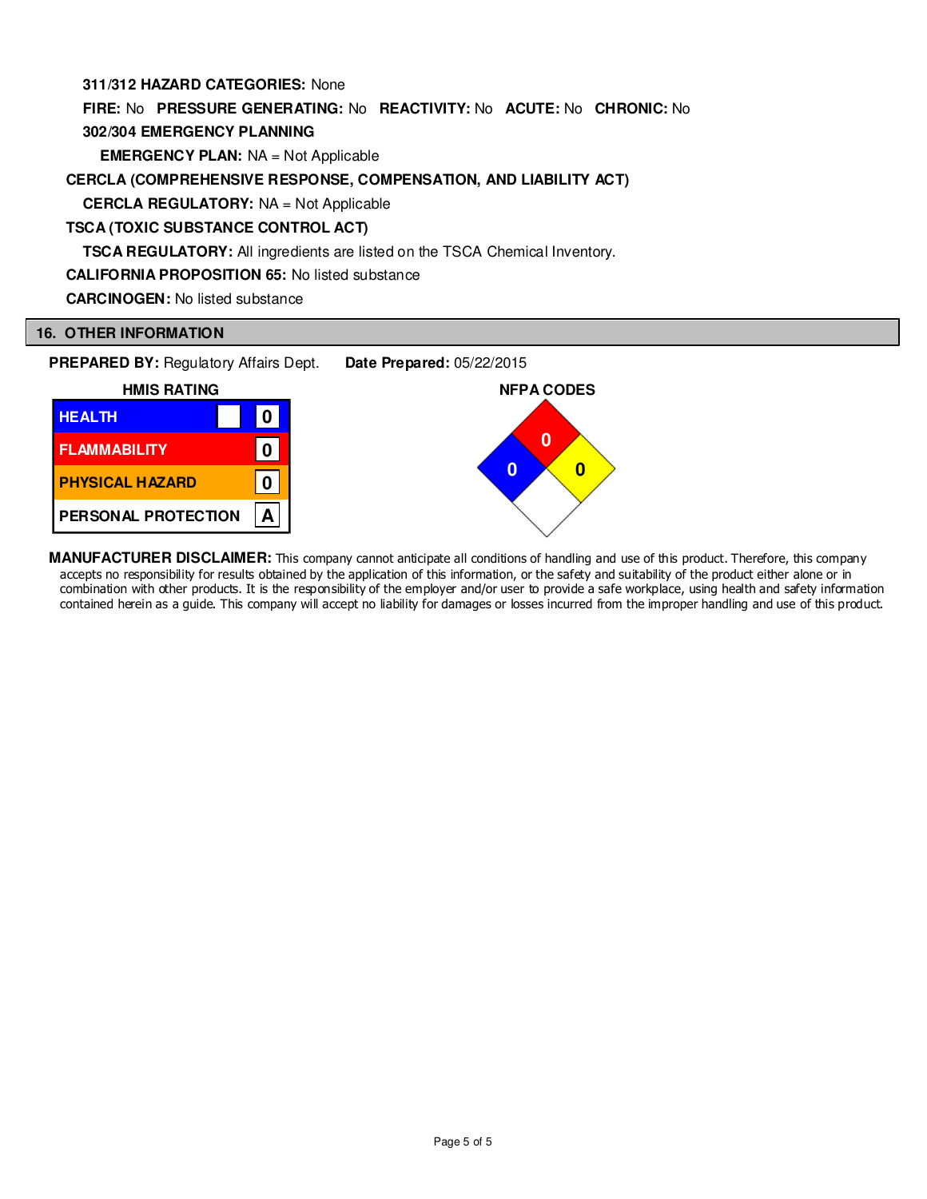**311/312 HAZARD CATEGORIES:** None

**FIRE:** No **PRESSURE GENERATING:** No **REACTIVITY:** No **ACUTE:** No **CHRONIC:** No

**302/304 EMERGENCY PLANNING**

**EMERGENCY PLAN:** NA = Not Applicable

**CERCLA (COMPREHENSIVE RESPONSE, COMPENSATION, AND LIABILITY ACT)**

**CERCLA REGULATORY:** NA = Not Applicable

**TSCA (TOXIC SUBSTANCE CONTROL ACT)**

**TSCA REGULATORY:** All ingredients are listed on the TSCA Chemical Inventory.

**CALIFORNIA PROPOSITION 65:** No listed substance

**CARCINOGEN:** No listed substance

## 16. OTHER INFORMATION

**PREPARED BY:** Regulatory Affairs Dept. **Date Prepared:** 05/22/2015

**HMIS RATING**

| | |
|---|---|
| HEALTH | 0 |
| FLAMMABILITY | 0 |
| PHYSICAL HAZARD | 0 |
| PERSONAL PROTECTION | A |

**NFPA CODES**

0

0

0

**MANUFACTURER DISCLAIMER:** This company cannot anticipate all conditions of handling and use of this product. Therefore, this company accepts no responsibility for results obtained by the application of this information, or the safety and suitability of the product either alone or in combination with other products. It is the responsibility of the employer and/or user to provide a safe workplace, using health and safety information contained herein as a guide. This company will accept no liability for damages or losses incurred from the improper handling and use of this product.